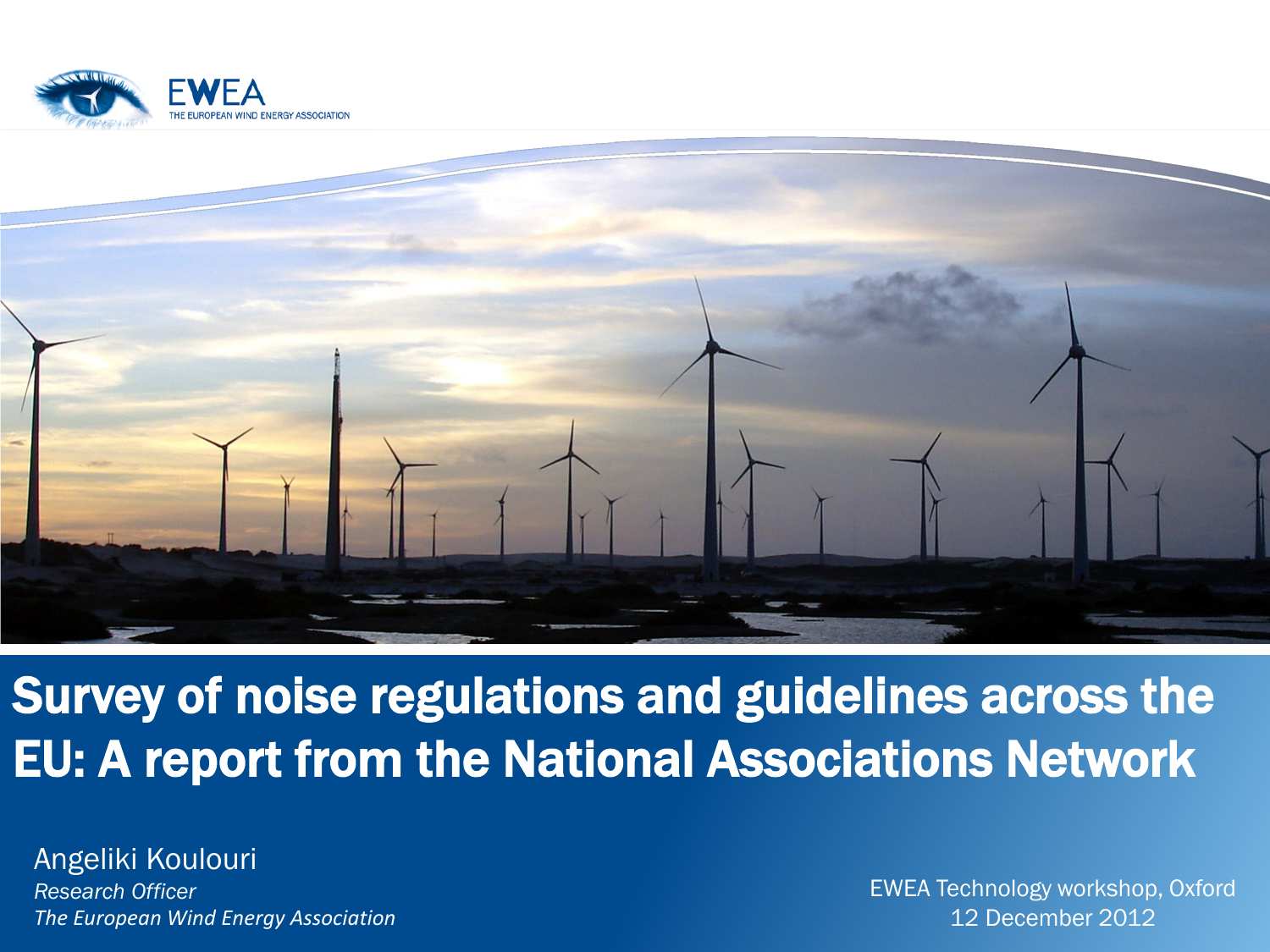EWEA

THE EUROPEAN WIND ENERGY ASSOCIATION

# Survey of noise regulations and guidelines across the EU: A report from the National Associations Network

Angeliki Koulouri

*Research Officer*

*The European Wind Energy Association*

EWEA Technology workshop, Oxford

12 December 2012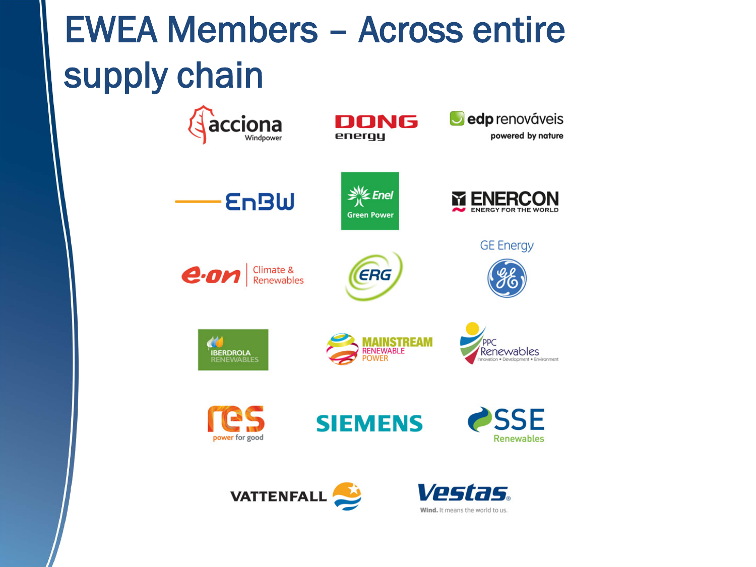# EWEA Members – Across entire supply chain

acciona Windpower

DONG energy

edp renováveis powered by nature

EnBW

Enel Green Power

ENERCON ENERGY FOR THE WORLD

e·on Climate & Renewables

ERG

GE Energy

IBERDROLA RENEWABLES

MAINSTREAM RENEWABLE POWER

PPC Renewables Innovation • Development • Environment

res power for good

SIEMENS

SSE Renewables

VATTENFALL

Vestas. Wind. It means the world to us.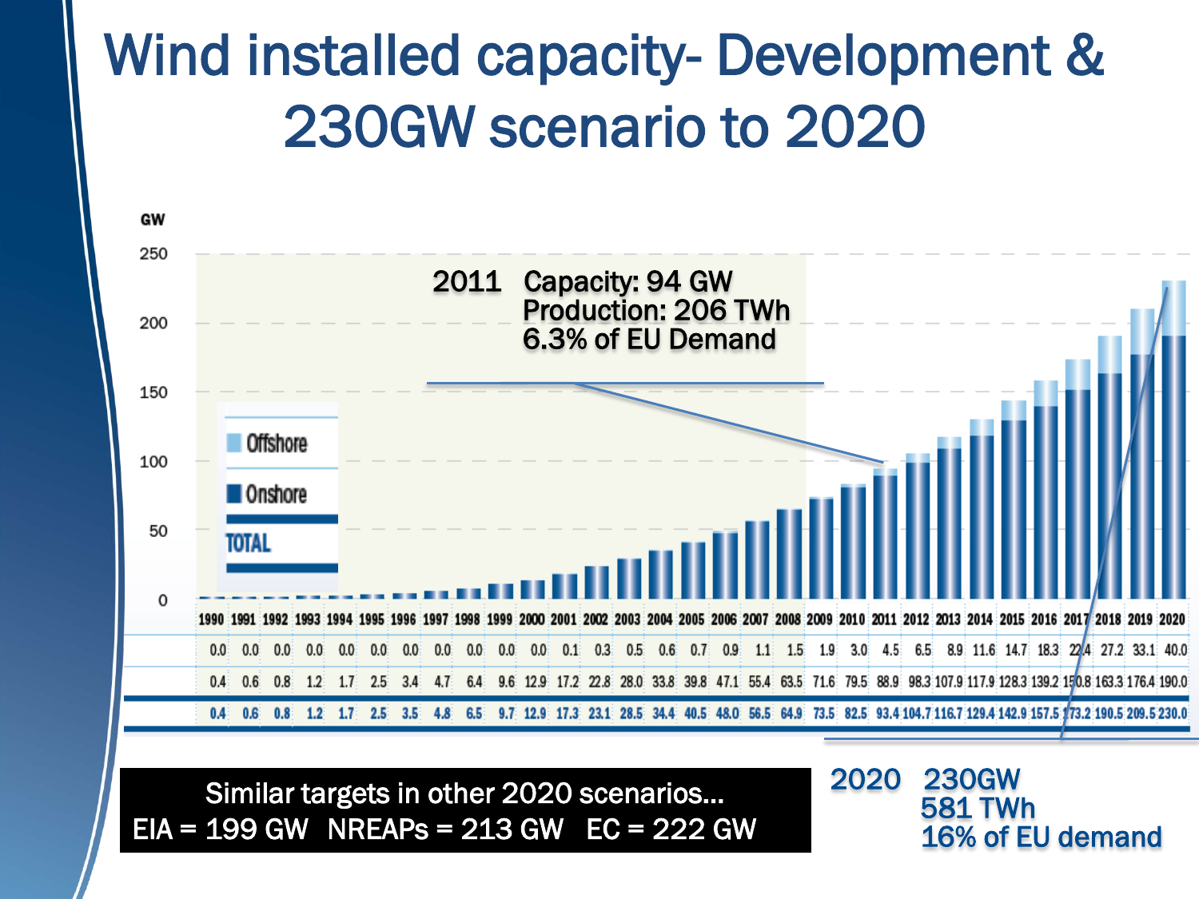# Wind installed capacity- Development & 230GW scenario to 2020

GW

2011 Capacity: 94 GW
Production: 206 TWh
6.3% of EU Demand

| | 1990 | 1991 | 1992 | 1993 | 1994 | 1995 | 1996 | 1997 | 1998 | 1999 | 2000 | 2001 | 2002 | 2003 | 2004 | 2005 | 2006 | 2007 | 2008 | 2009 | 2010 | 2011 | 2012 | 2013 | 2014 | 2015 | 2016 | 2017 | 2018 | 2019 | 2020 |
|---|---|---|---|---|---|---|---|---|---|---|---|---|---|---|---|---|---|---|---|---|---|---|---|---|---|---|---|---|---|---|---|
| Offshore | 0.0 | 0.0 | 0.0 | 0.0 | 0.0 | 0.0 | 0.0 | 0.0 | 0.0 | 0.0 | 0.0 | 0.1 | 0.3 | 0.5 | 0.6 | 0.7 | 0.9 | 1.1 | 1.5 | 1.9 | 3.0 | 4.5 | 6.5 | 8.9 | 11.6 | 14.7 | 18.3 | 22.4 | 27.2 | 33.1 | 40.0 |
| Onshore | 0.4 | 0.6 | 0.8 | 1.2 | 1.7 | 2.5 | 3.4 | 4.7 | 6.4 | 9.6 | 12.9 | 17.2 | 22.8 | 28.0 | 33.8 | 39.8 | 47.1 | 55.4 | 63.5 | 71.6 | 79.5 | 88.9 | 98.3 | 107.9 | 117.9 | 128.3 | 139.2 | 150.8 | 163.3 | 176.4 | 190.0 |
| TOTAL | 0.4 | 0.6 | 0.8 | 1.2 | 1.7 | 2.5 | 3.5 | 4.8 | 6.5 | 9.7 | 12.9 | 17.3 | 23.1 | 28.5 | 34.4 | 40.5 | 48.0 | 56.5 | 64.9 | 73.5 | 82.5 | 93.4 | 104.7 | 116.7 | 129.4 | 142.9 | 157.5 | 173.2 | 190.5 | 209.5 | 230.0 |

Similar targets in other 2020 scenarios…
EIA = 199 GW NREAPs = 213 GW EC = 222 GW

2020 230GW
581 TWh
16% of EU demand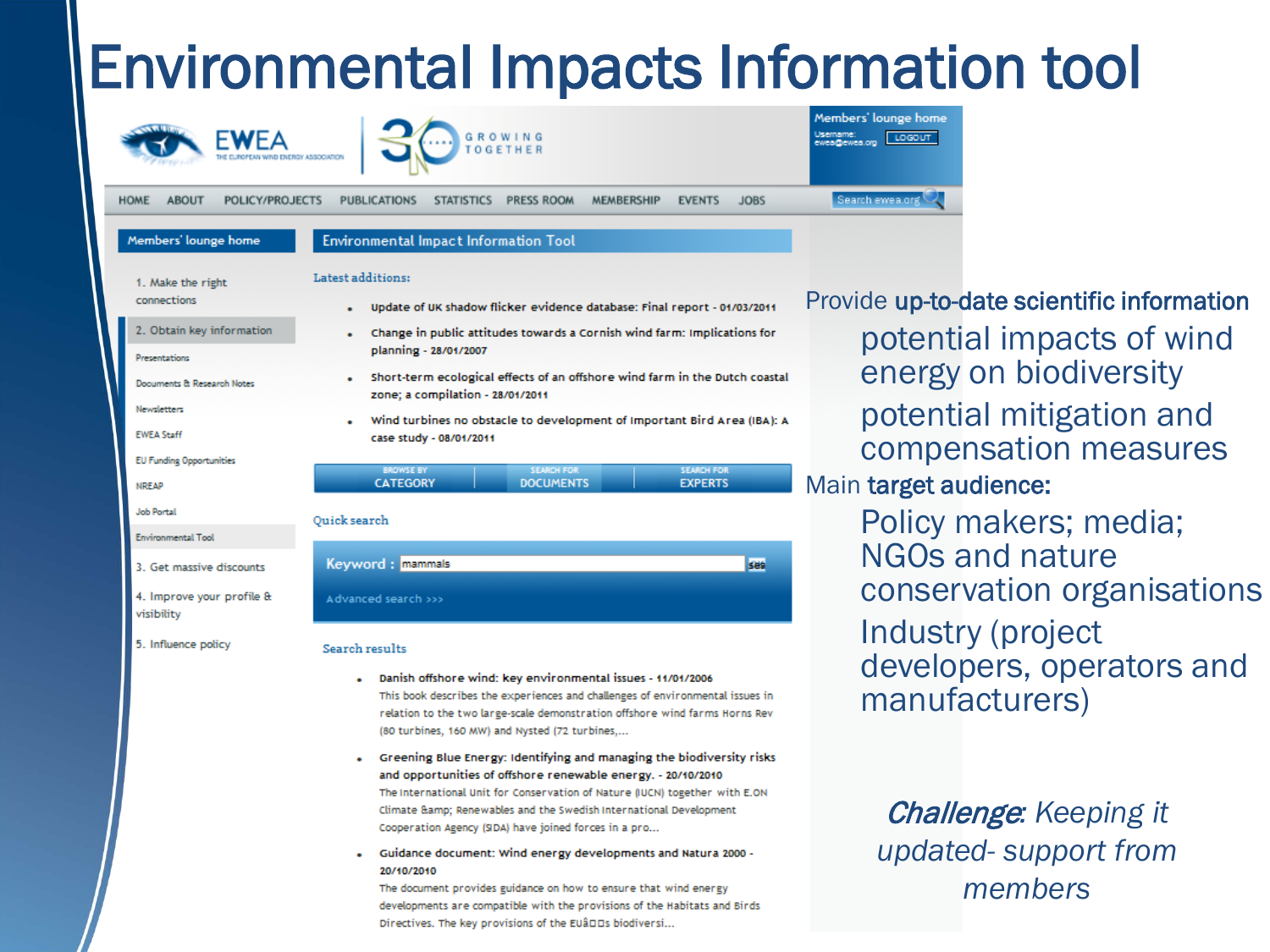# Environmental Impacts Information tool

EWEA THE EUROPEAN WIND ENERGY ASSOCIATION | 30 GROWING TOGETHER

Members' lounge home
Username: ewea@ewea.org LOGOUT

HOME ABOUT POLICY/PROJECTS PUBLICATIONS STATISTICS PRESS ROOM MEMBERSHIP EVENTS JOBS

Search ewea.org

Members' lounge home

1. Make the right connections
2. Obtain key information
   - Presentations
   - Documents & Research Notes
   - Newsletters
   - EWEA Staff
   - EU Funding Opportunities
   - NREAP
   - Job Portal
   - Environmental Tool
3. Get massive discounts
4. Improve your profile & visibility
5. Influence policy

## Environmental Impact Information Tool

Latest additions:

- Update of UK shadow flicker evidence database: Final report - 01/03/2011
- Change in public attitudes towards a Cornish wind farm: implications for planning - 28/01/2007
- Short-term ecological effects of an offshore wind farm in the Dutch coastal zone; a compilation - 28/01/2011
- Wind turbines no obstacle to development of important Bird Area (IBA): A case study - 08/01/2011

BROWSE BY CATEGORY | SEARCH FOR DOCUMENTS | SEARCH FOR EXPERTS

Quick search

Keyword : mammals

Advanced search >>>

Search results

- Danish offshore wind: key environmental issues - 11/01/2006
  This book describes the experiences and challenges of environmental issues in relation to the two large-scale demonstration offshore wind farms Horns Rev (80 turbines, 160 MW) and Nysted (72 turbines,...
- Greening Blue Energy: Identifying and managing the biodiversity risks and opportunities of offshore renewable energy. - 20/10/2010
  The International Unit for Conservation of Nature (IUCN) together with E.ON Climate &amp; Renewables and the Swedish International Development Cooperation Agency (SIDA) have joined forces in a pro...
- Guidance document: Wind energy developments and Natura 2000 - 20/10/2010
  The document provides guidance on how to ensure that wind energy developments are compatible with the provisions of the Habitats and Birds Directives. The key provisions of the EUâs biodiversi...

Provide **up-to-date scientific information**

- potential impacts of wind energy on biodiversity
- potential mitigation and compensation measures

Main **target audience:**

- Policy makers; media; NGOs and nature conservation organisations
- Industry (project developers, operators and manufacturers)

***Challenge**: Keeping it updated- support from members*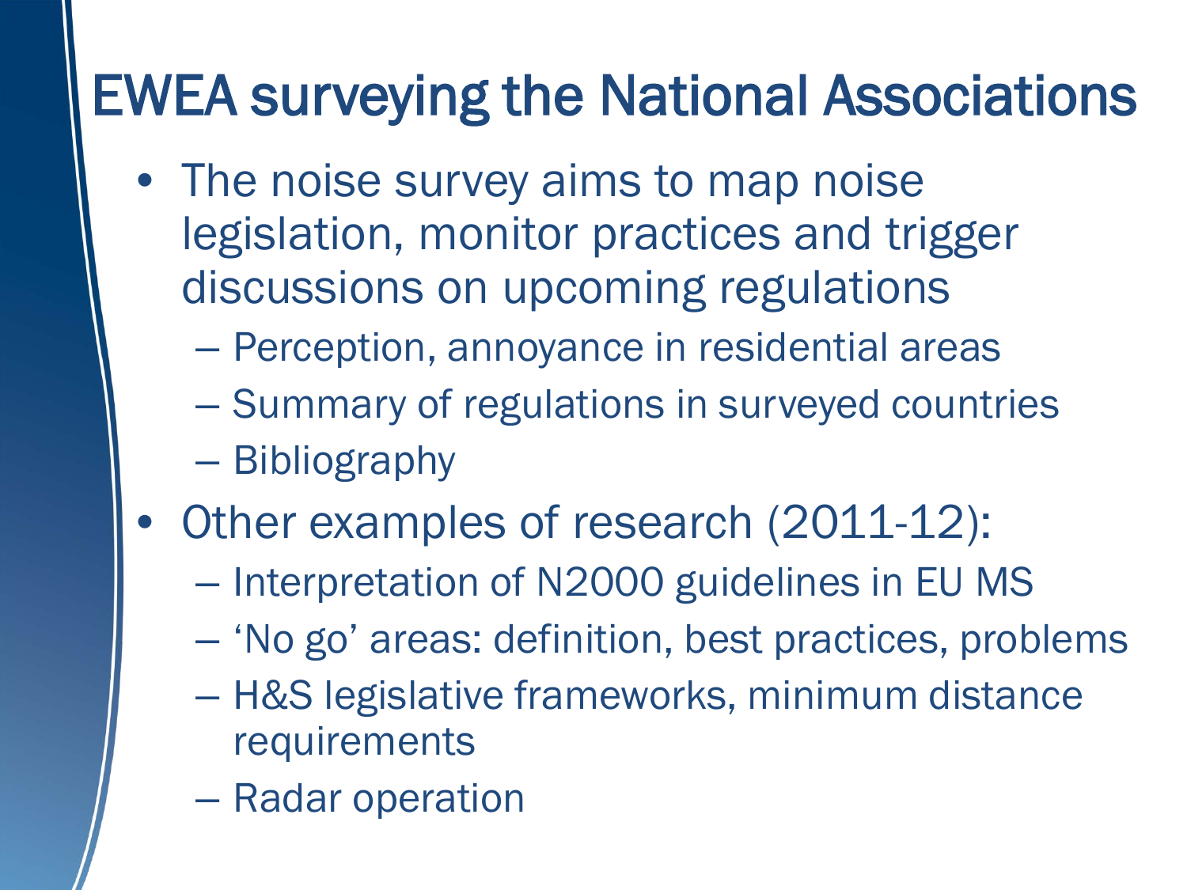# EWEA surveying the National Associations

- The noise survey aims to map noise legislation, monitor practices and trigger discussions on upcoming regulations
  - Perception, annoyance in residential areas
  - Summary of regulations in surveyed countries
  - Bibliography
- Other examples of research (2011-12):
  - Interpretation of N2000 guidelines in EU MS
  - 'No go' areas: definition, best practices, problems
  - H&S legislative frameworks, minimum distance requirements
  - Radar operation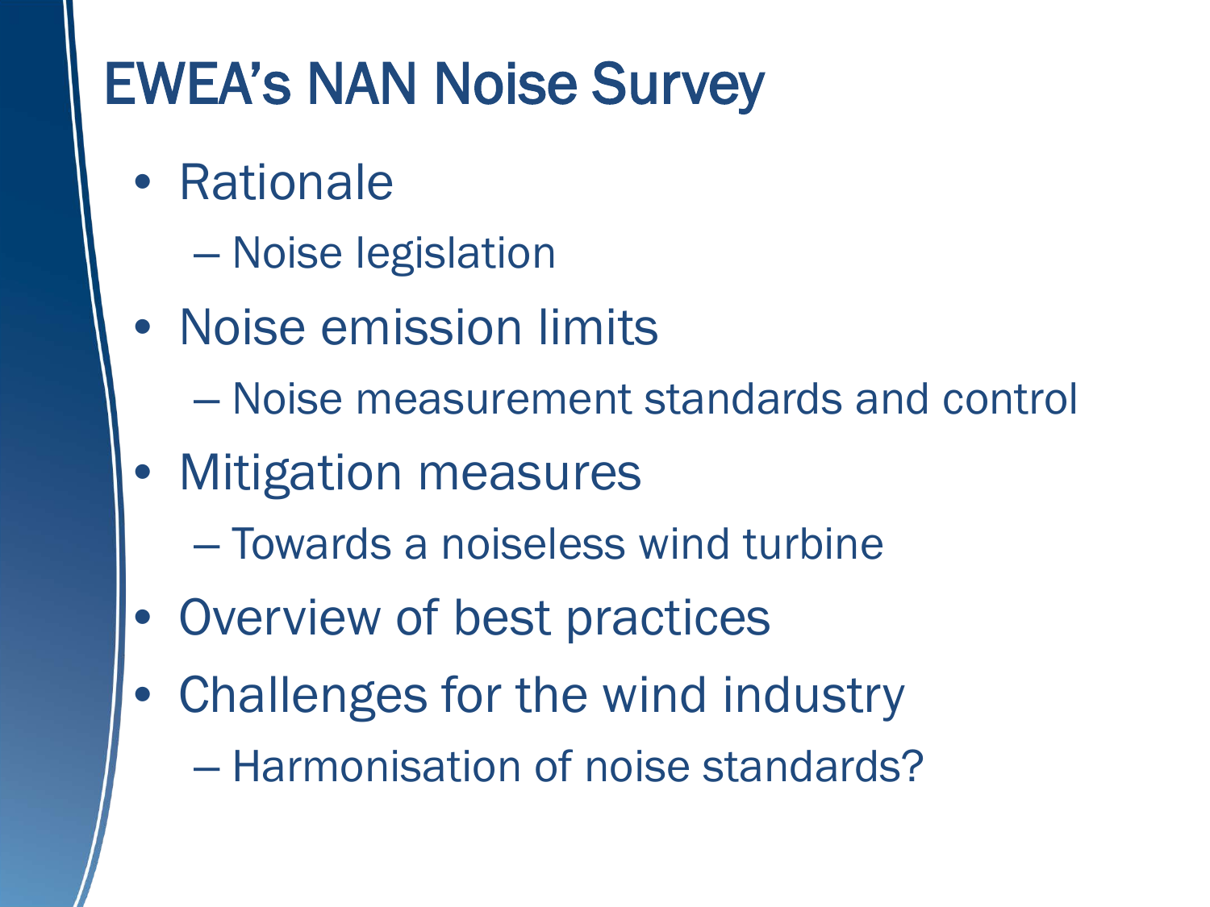# EWEA's NAN Noise Survey

- Rationale
  - Noise legislation
- Noise emission limits
  - Noise measurement standards and control
- Mitigation measures
  - Towards a noiseless wind turbine
- Overview of best practices
- Challenges for the wind industry
  - Harmonisation of noise standards?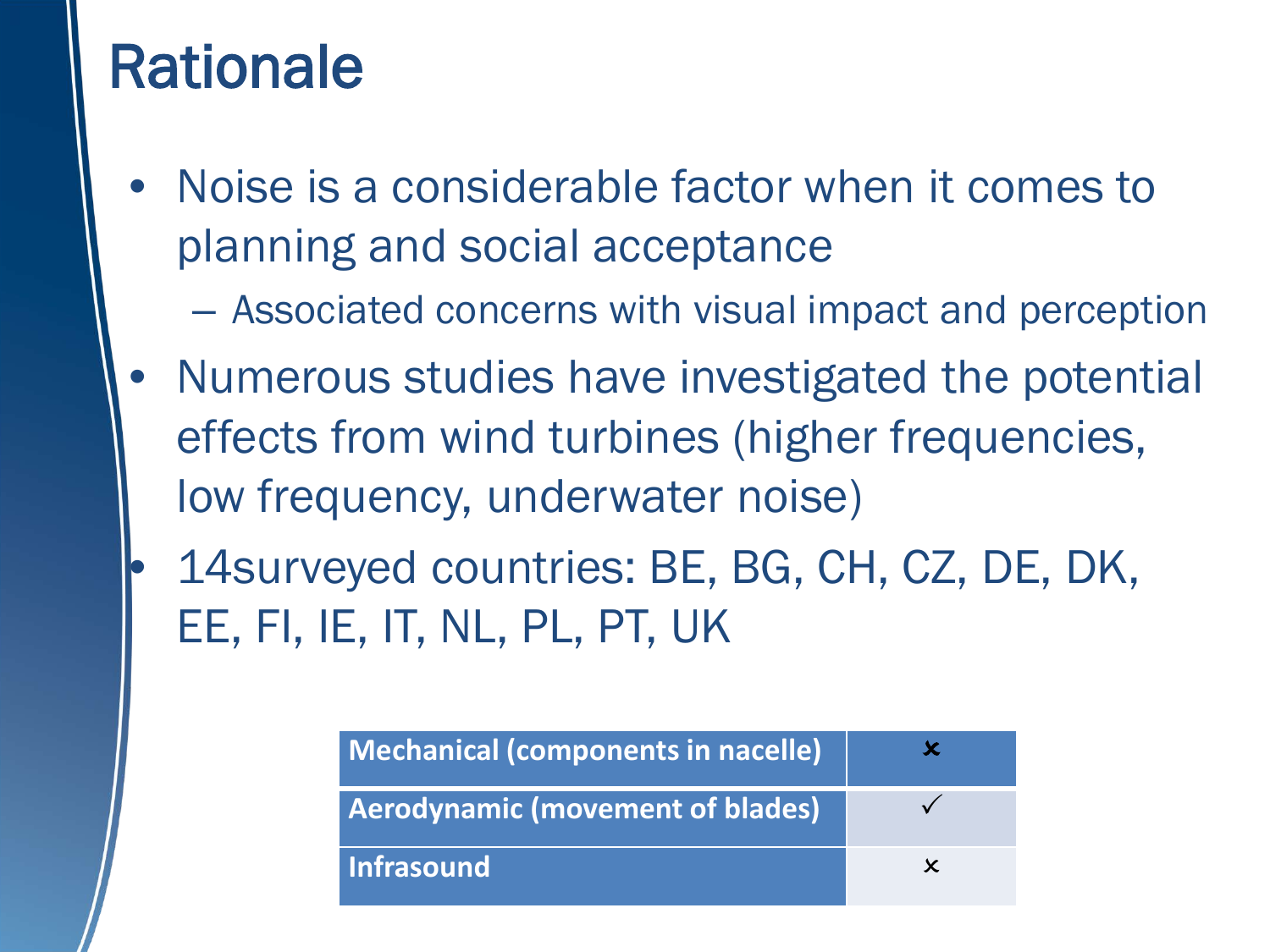# Rationale

- Noise is a considerable factor when it comes to planning and social acceptance
  - Associated concerns with visual impact and perception
- Numerous studies have investigated the potential effects from wind turbines (higher frequencies, low frequency, underwater noise)
- 14surveyed countries: BE, BG, CH, CZ, DE, DK, EE, FI, IE, IT, NL, PL, PT, UK

| **Mechanical (components in nacelle)** | ✗ |
|---|---|
| **Aerodynamic (movement of blades)** | ✓ |
| **Infrasound** | ✗ |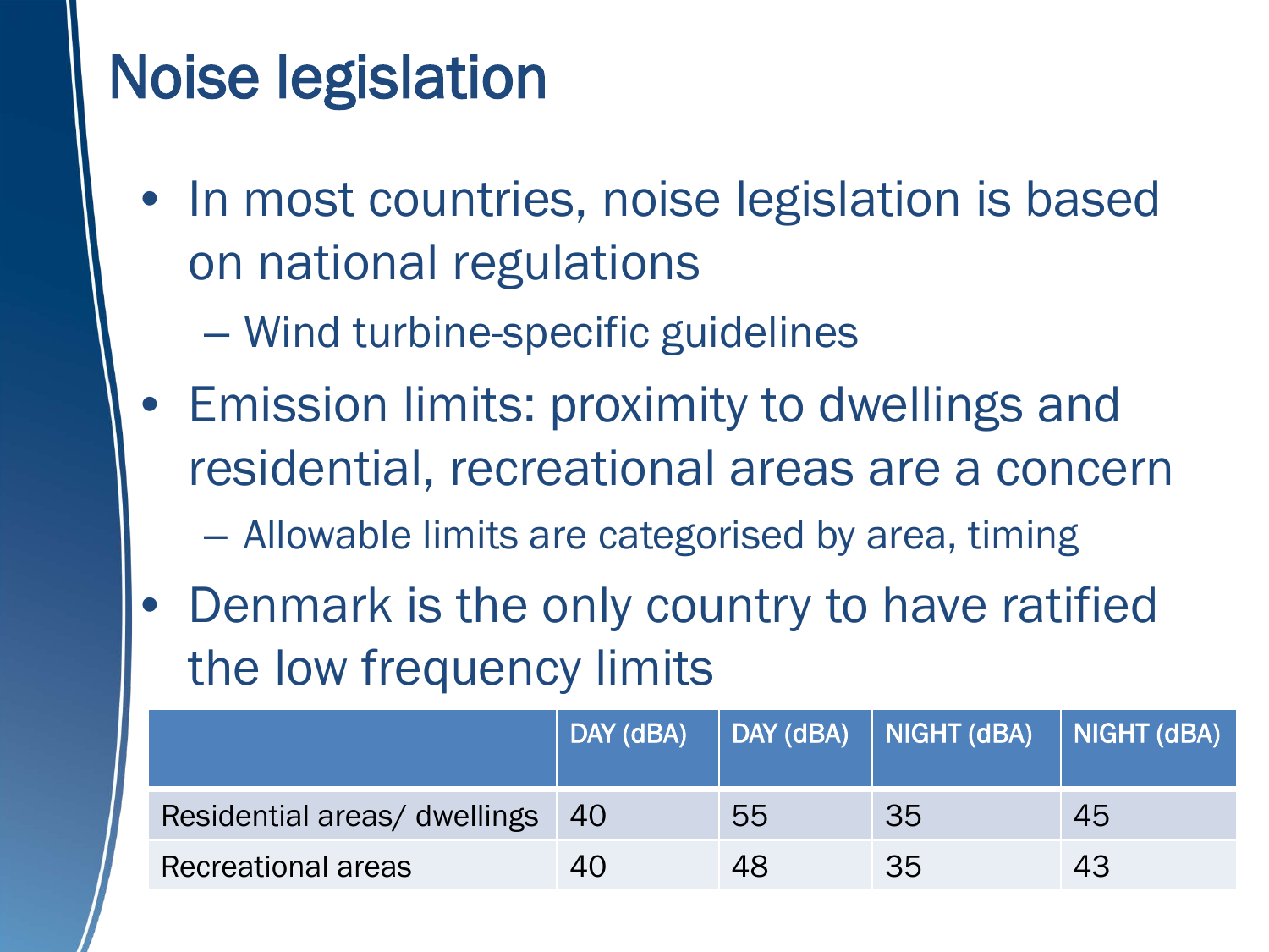# Noise legislation

- In most countries, noise legislation is based on national regulations
  - Wind turbine-specific guidelines
- Emission limits: proximity to dwellings and residential, recreational areas are a concern
  - Allowable limits are categorised by area, timing
- Denmark is the only country to have ratified the low frequency limits

| | DAY (dBA) | DAY (dBA) | NIGHT (dBA) | NIGHT (dBA) |
|---|---|---|---|---|
| Residential areas/ dwellings | 40 | 55 | 35 | 45 |
| Recreational areas | 40 | 48 | 35 | 43 |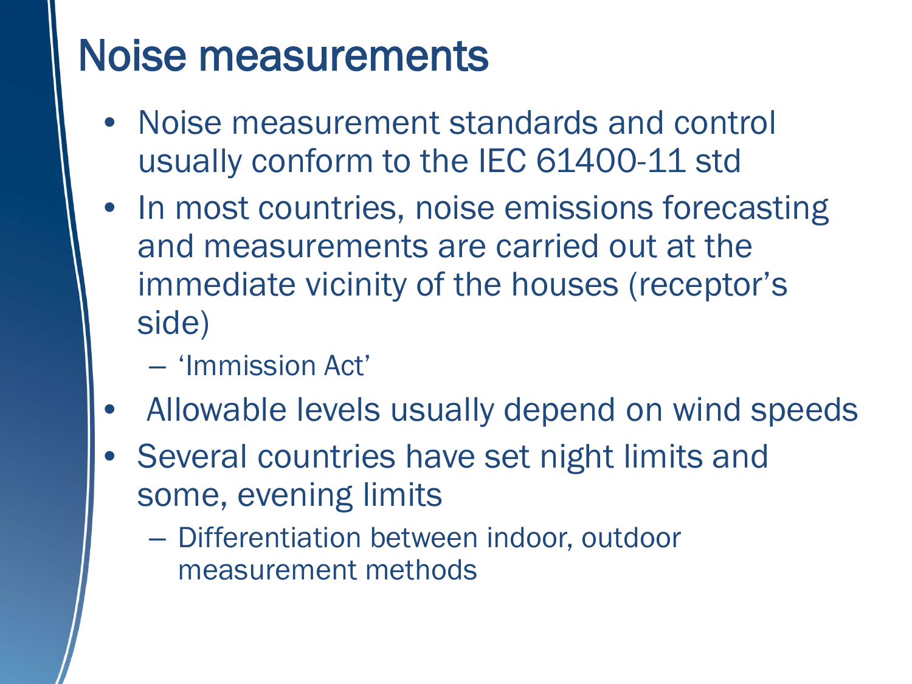# Noise measurements

- Noise measurement standards and control usually conform to the IEC 61400-11 std
- In most countries, noise emissions forecasting and measurements are carried out at the immediate vicinity of the houses (receptor's side)
  - 'Immission Act'
- Allowable levels usually depend on wind speeds
- Several countries have set night limits and some, evening limits
  - Differentiation between indoor, outdoor measurement methods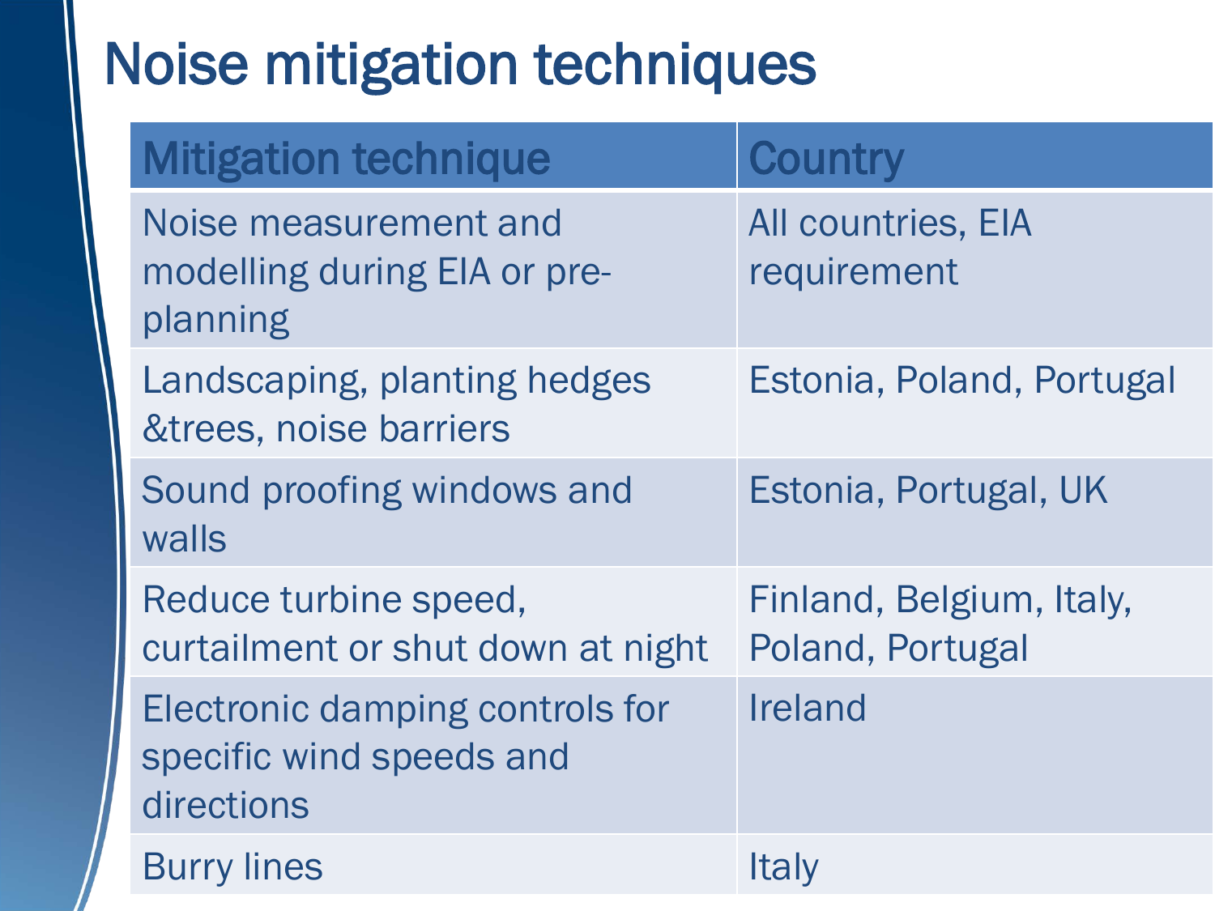# Noise mitigation techniques

| Mitigation technique | Country |
| --- | --- |
| Noise measurement and modelling during EIA or pre-planning | All countries, EIA requirement |
| Landscaping, planting hedges &trees, noise barriers | Estonia, Poland, Portugal |
| Sound proofing windows and walls | Estonia, Portugal, UK |
| Reduce turbine speed, curtailment or shut down at night | Finland, Belgium, Italy, Poland, Portugal |
| Electronic damping controls for specific wind speeds and directions | Ireland |
| Burry lines | Italy |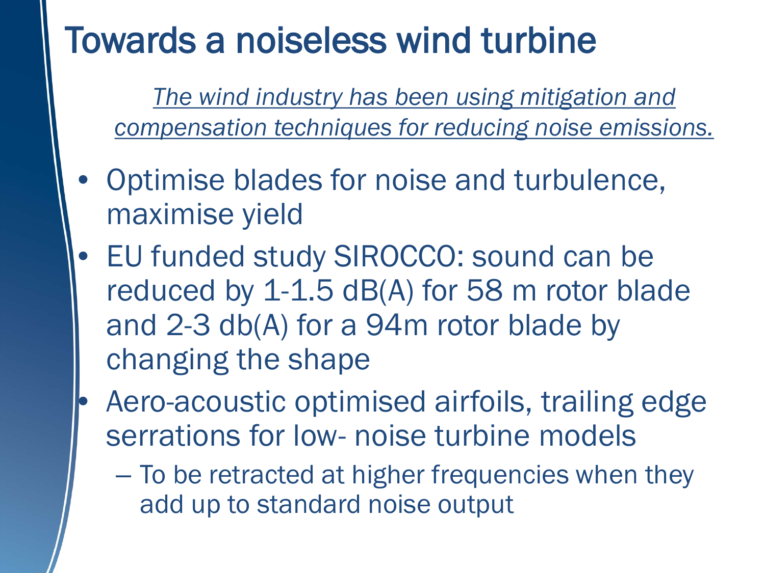# Towards a noiseless wind turbine

*The wind industry has been using mitigation and compensation techniques for reducing noise emissions.*

- Optimise blades for noise and turbulence, maximise yield
- EU funded study SIROCCO: sound can be reduced by 1-1.5 dB(A) for 58 m rotor blade and 2-3 db(A) for a 94m rotor blade by changing the shape
- Aero-acoustic optimised airfoils, trailing edge serrations for low- noise turbine models
  - To be retracted at higher frequencies when they add up to standard noise output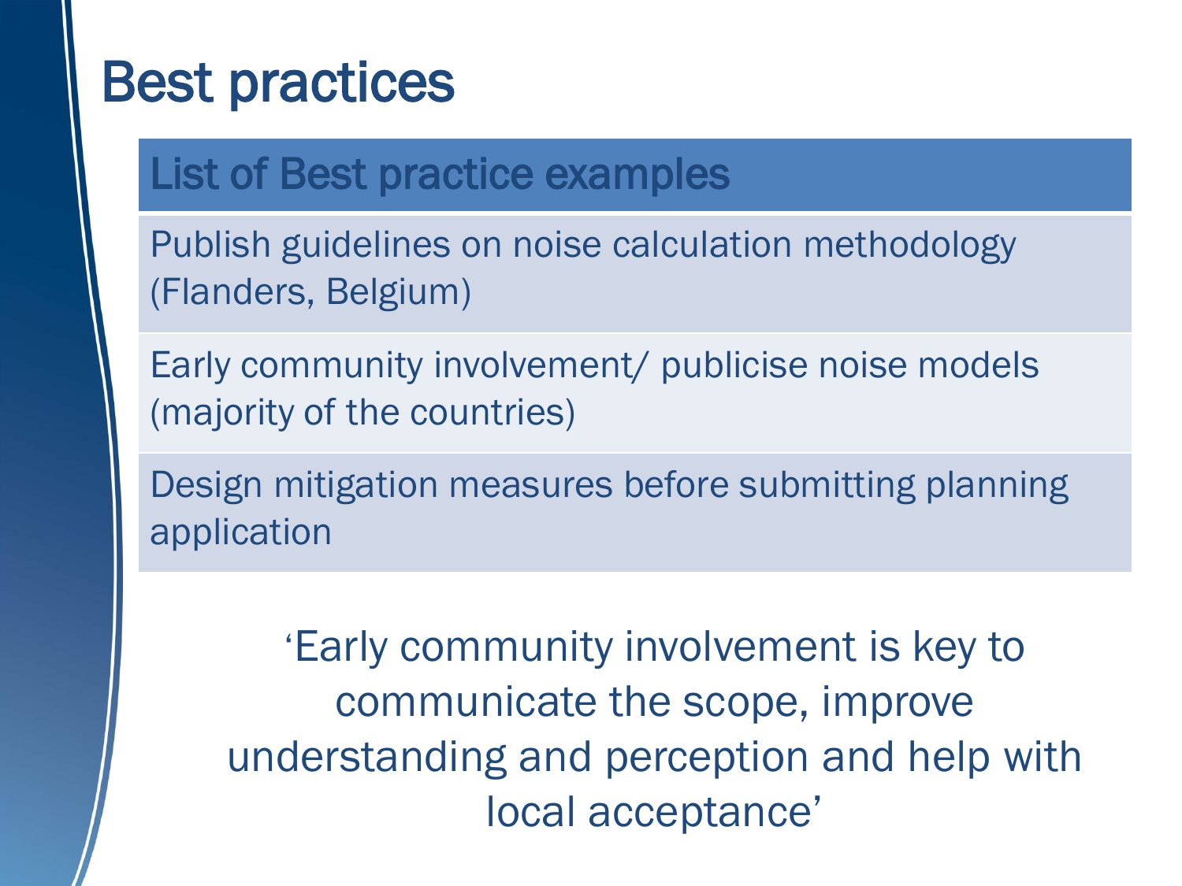# Best practices

| List of Best practice examples |
| --- |
| Publish guidelines on noise calculation methodology (Flanders, Belgium) |
| Early community involvement/ publicise noise models (majority of the countries) |
| Design mitigation measures before submitting planning application |

'Early community involvement is key to communicate the scope, improve understanding and perception and help with local acceptance'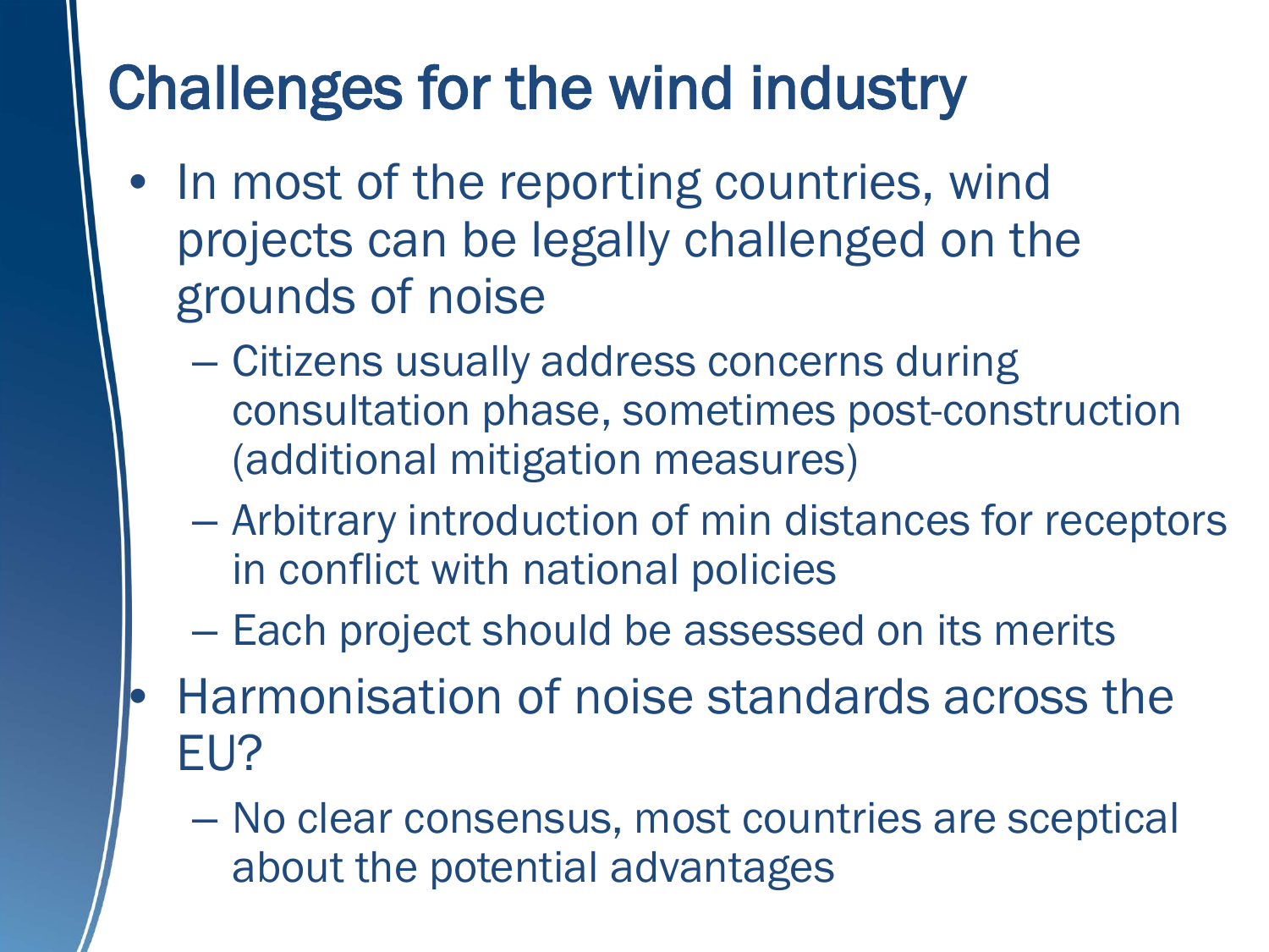# Challenges for the wind industry

- In most of the reporting countries, wind projects can be legally challenged on the grounds of noise
  - Citizens usually address concerns during consultation phase, sometimes post-construction (additional mitigation measures)
  - Arbitrary introduction of min distances for receptors in conflict with national policies
  - Each project should be assessed on its merits
- Harmonisation of noise standards across the EU?
  - No clear consensus, most countries are sceptical about the potential advantages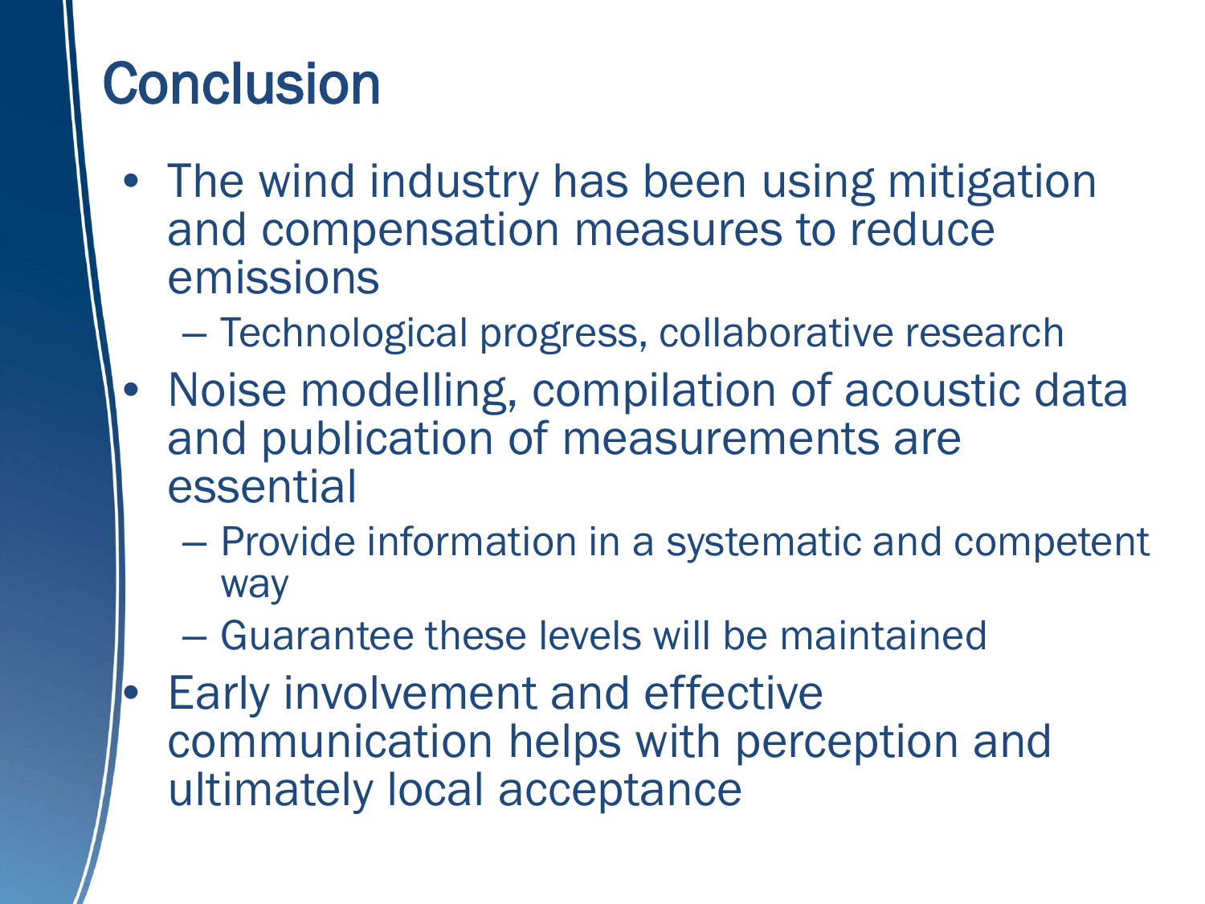# Conclusion

- The wind industry has been using mitigation and compensation measures to reduce emissions
  - Technological progress, collaborative research
- Noise modelling, compilation of acoustic data and publication of measurements are essential
  - Provide information in a systematic and competent way
  - Guarantee these levels will be maintained
- Early involvement and effective communication helps with perception and ultimately local acceptance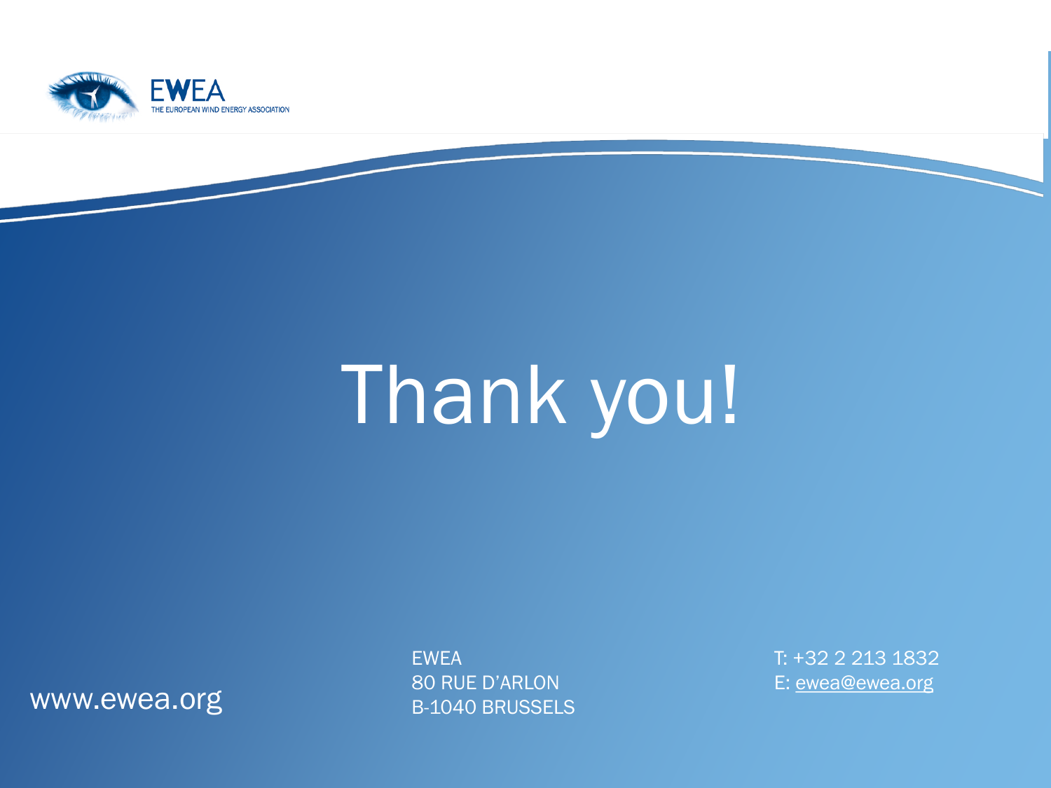EWEA

THE EUROPEAN WIND ENERGY ASSOCIATION

# Thank you!

www.ewea.org

EWEA
80 RUE D'ARLON
B-1040 BRUSSELS

T: +32 2 213 1832
E: ewea@ewea.org